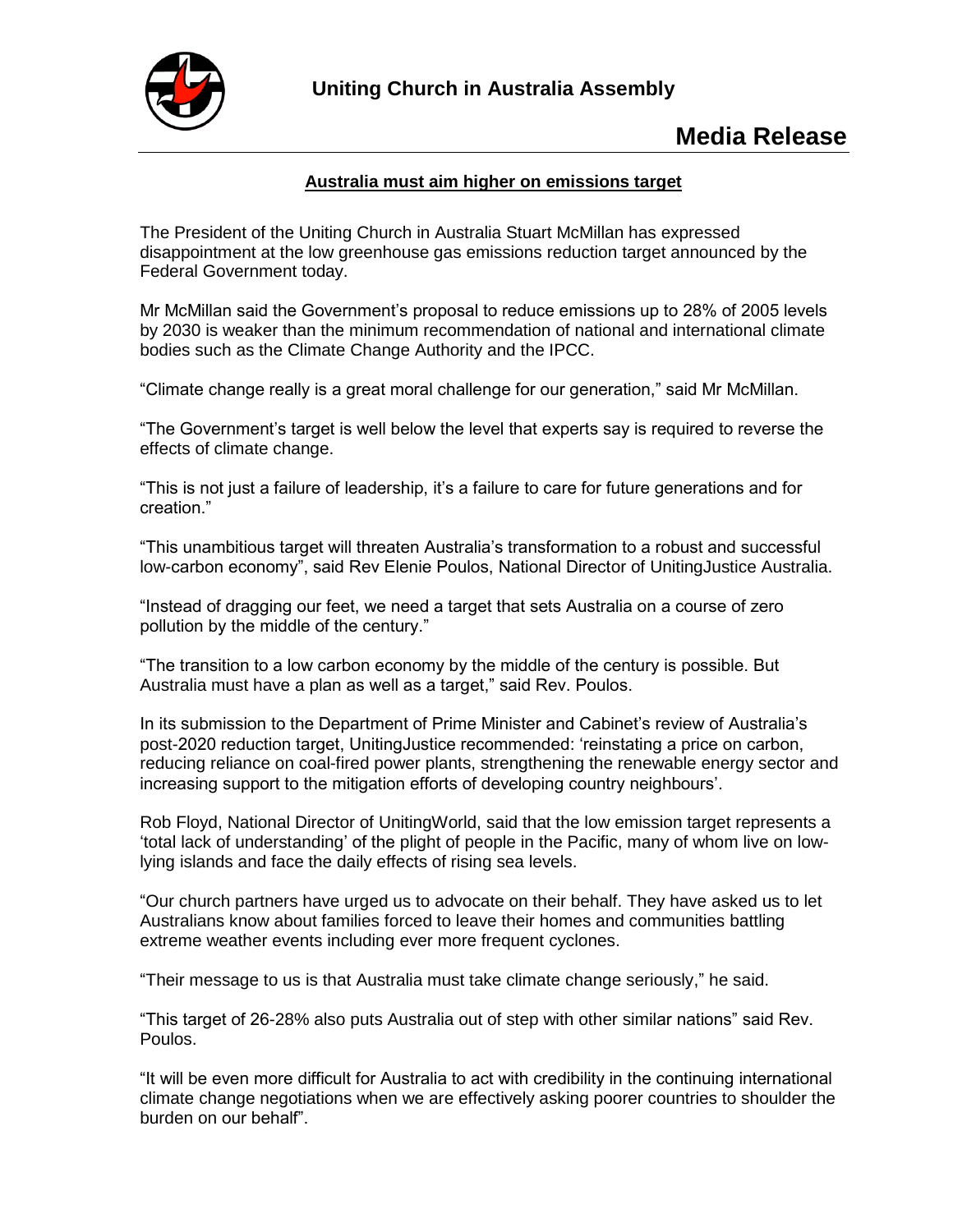**Uniting Church in Australia Assembly**

# Media Release

## Australia must aim higher on emissions target

The President of the Uniting Church in Australia Stuart McMillan has expressed disappointment at the low greenhouse gas emissions reduction target announced by the Federal Government today.

Mr McMillan said the Government's proposal to reduce emissions up to 28% of 2005 levels by 2030 is weaker than the minimum recommendation of national and international climate bodies such as the Climate Change Authority and the IPCC.

"Climate change really is a great moral challenge for our generation," said Mr McMillan.

"The Government's target is well below the level that experts say is required to reverse the effects of climate change.

"This is not just a failure of leadership, it's a failure to care for future generations and for creation."

"This unambitious target will threaten Australia's transformation to a robust and successful low-carbon economy", said Rev Elenie Poulos, National Director of UnitingJustice Australia.

"Instead of dragging our feet, we need a target that sets Australia on a course of zero pollution by the middle of the century."

"The transition to a low carbon economy by the middle of the century is possible. But Australia must have a plan as well as a target," said Rev. Poulos.

In its submission to the Department of Prime Minister and Cabinet's review of Australia's post-2020 reduction target, UnitingJustice recommended: 'reinstating a price on carbon, reducing reliance on coal-fired power plants, strengthening the renewable energy sector and increasing support to the mitigation efforts of developing country neighbours'.

Rob Floyd, National Director of UnitingWorld, said that the low emission target represents a 'total lack of understanding' of the plight of people in the Pacific, many of whom live on low-lying islands and face the daily effects of rising sea levels.

"Our church partners have urged us to advocate on their behalf. They have asked us to let Australians know about families forced to leave their homes and communities battling extreme weather events including ever more frequent cyclones.

"Their message to us is that Australia must take climate change seriously," he said.

"This target of 26-28% also puts Australia out of step with other similar nations" said Rev. Poulos.

"It will be even more difficult for Australia to act with credibility in the continuing international climate change negotiations when we are effectively asking poorer countries to shoulder the burden on our behalf".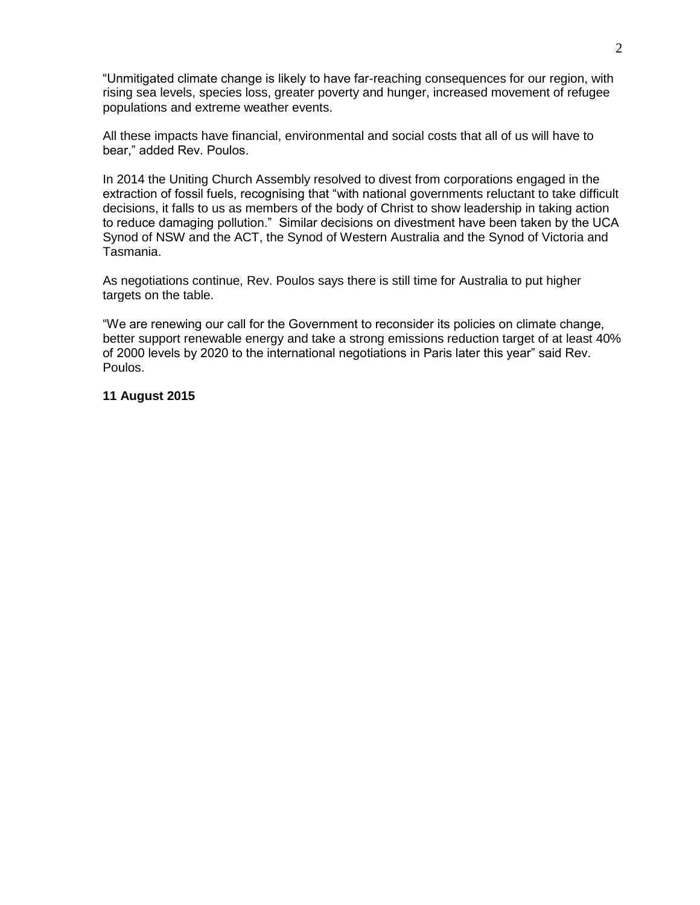"Unmitigated climate change is likely to have far-reaching consequences for our region, with rising sea levels, species loss, greater poverty and hunger, increased movement of refugee populations and extreme weather events.

All these impacts have financial, environmental and social costs that all of us will have to bear," added Rev. Poulos.

In 2014 the Uniting Church Assembly resolved to divest from corporations engaged in the extraction of fossil fuels, recognising that "with national governments reluctant to take difficult decisions, it falls to us as members of the body of Christ to show leadership in taking action to reduce damaging pollution." Similar decisions on divestment have been taken by the UCA Synod of NSW and the ACT, the Synod of Western Australia and the Synod of Victoria and Tasmania.

As negotiations continue, Rev. Poulos says there is still time for Australia to put higher targets on the table.

"We are renewing our call for the Government to reconsider its policies on climate change, better support renewable energy and take a strong emissions reduction target of at least 40% of 2000 levels by 2020 to the international negotiations in Paris later this year" said Rev. Poulos.

**11 August 2015**